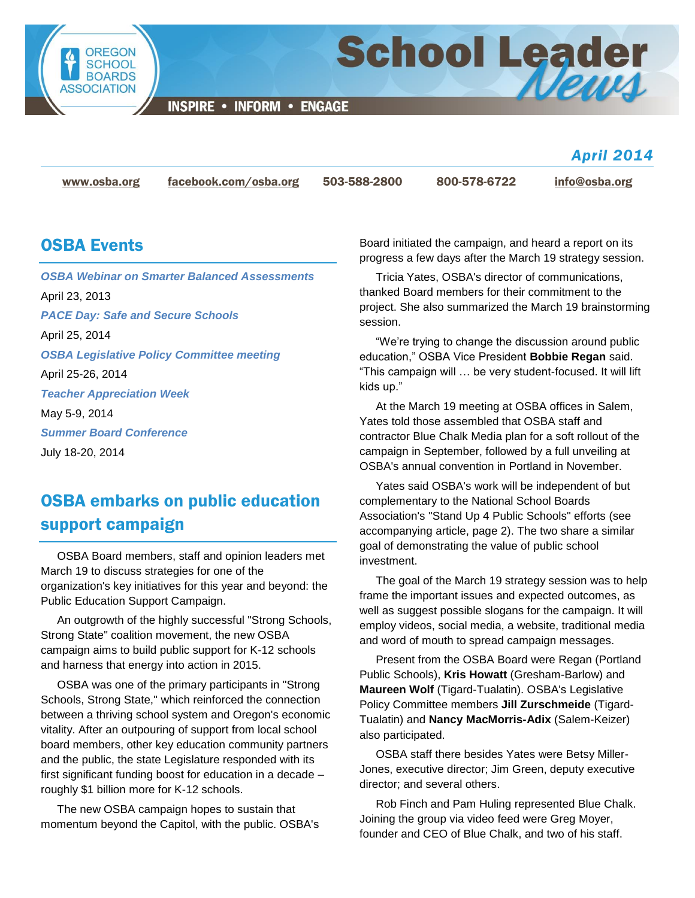# School Leader News

OREGON SCHOOL BOARDS ASSOCIATION

INSPIRE • INFORM • ENGAGE

*April 2014*

www.osba.org facebook.com/osba.org 503-588-2800 800-578-6722 info@osba.org

## OSBA Events

***OSBA Webinar on Smarter Balanced Assessments***

April 23, 2013

***PACE Day: Safe and Secure Schools***

April 25, 2014

***OSBA Legislative Policy Committee meeting***

April 25-26, 2014

***Teacher Appreciation Week***

May 5-9, 2014

***Summer Board Conference***

July 18-20, 2014

## OSBA embarks on public education support campaign

OSBA Board members, staff and opinion leaders met March 19 to discuss strategies for one of the organization's key initiatives for this year and beyond: the Public Education Support Campaign.

An outgrowth of the highly successful "Strong Schools, Strong State" coalition movement, the new OSBA campaign aims to build public support for K-12 schools and harness that energy into action in 2015.

OSBA was one of the primary participants in "Strong Schools, Strong State," which reinforced the connection between a thriving school system and Oregon's economic vitality. After an outpouring of support from local school board members, other key education community partners and the public, the state Legislature responded with its first significant funding boost for education in a decade – roughly $1 billion more for K-12 schools.

The new OSBA campaign hopes to sustain that momentum beyond the Capitol, with the public. OSBA's Board initiated the campaign, and heard a report on its progress a few days after the March 19 strategy session.

Tricia Yates, OSBA's director of communications, thanked Board members for their commitment to the project. She also summarized the March 19 brainstorming session.

"We're trying to change the discussion around public education," OSBA Vice President **Bobbie Regan** said. "This campaign will … be very student-focused. It will lift kids up."

At the March 19 meeting at OSBA offices in Salem, Yates told those assembled that OSBA staff and contractor Blue Chalk Media plan for a soft rollout of the campaign in September, followed by a full unveiling at OSBA's annual convention in Portland in November.

Yates said OSBA's work will be independent of but complementary to the National School Boards Association's "Stand Up 4 Public Schools" efforts (see accompanying article, page 2). The two share a similar goal of demonstrating the value of public school investment.

The goal of the March 19 strategy session was to help frame the important issues and expected outcomes, as well as suggest possible slogans for the campaign. It will employ videos, social media, a website, traditional media and word of mouth to spread campaign messages.

Present from the OSBA Board were Regan (Portland Public Schools), **Kris Howatt** (Gresham-Barlow) and **Maureen Wolf** (Tigard-Tualatin). OSBA's Legislative Policy Committee members **Jill Zurschmeide** (Tigard-Tualatin) and **Nancy MacMorris-Adix** (Salem-Keizer) also participated.

OSBA staff there besides Yates were Betsy Miller-Jones, executive director; Jim Green, deputy executive director; and several others.

Rob Finch and Pam Huling represented Blue Chalk. Joining the group via video feed were Greg Moyer, founder and CEO of Blue Chalk, and two of his staff.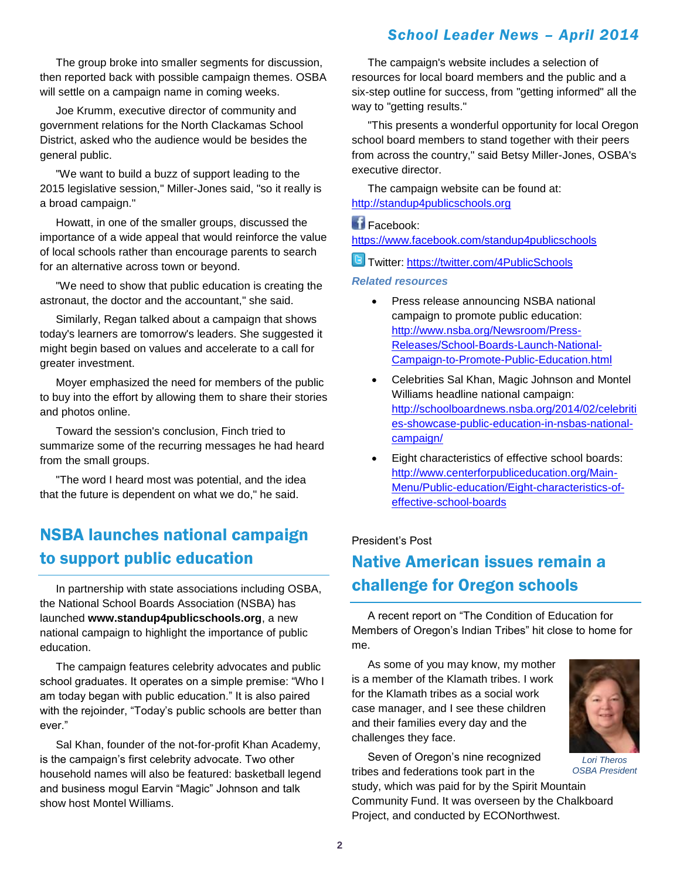The group broke into smaller segments for discussion, then reported back with possible campaign themes. OSBA will settle on a campaign name in coming weeks.

Joe Krumm, executive director of community and government relations for the North Clackamas School District, asked who the audience would be besides the general public.

"We want to build a buzz of support leading to the 2015 legislative session," Miller-Jones said, "so it really is a broad campaign."

Howatt, in one of the smaller groups, discussed the importance of a wide appeal that would reinforce the value of local schools rather than encourage parents to search for an alternative across town or beyond.

"We need to show that public education is creating the astronaut, the doctor and the accountant," she said.

Similarly, Regan talked about a campaign that shows today's learners are tomorrow's leaders. She suggested it might begin based on values and accelerate to a call for greater investment.

Moyer emphasized the need for members of the public to buy into the effort by allowing them to share their stories and photos online.

Toward the session's conclusion, Finch tried to summarize some of the recurring messages he had heard from the small groups.

"The word I heard most was potential, and the idea that the future is dependent on what we do," he said.

## NSBA launches national campaign to support public education

In partnership with state associations including OSBA, the National School Boards Association (NSBA) has launched **www.standup4publicschools.org**, a new national campaign to highlight the importance of public education.

The campaign features celebrity advocates and public school graduates. It operates on a simple premise: "Who I am today began with public education." It is also paired with the rejoinder, "Today's public schools are better than ever."

Sal Khan, founder of the not-for-profit Khan Academy, is the campaign's first celebrity advocate. Two other household names will also be featured: basketball legend and business mogul Earvin "Magic" Johnson and talk show host Montel Williams.

The campaign's website includes a selection of resources for local board members and the public and a six-step outline for success, from "getting informed" all the way to "getting results."

"This presents a wonderful opportunity for local Oregon school board members to stand together with their peers from across the country," said Betsy Miller-Jones, OSBA's executive director.

The campaign website can be found at: http://standup4publicschools.org

Facebook: https://www.facebook.com/standup4publicschools

Twitter: https://twitter.com/4PublicSchools

### *Related resources*

- Press release announcing NSBA national campaign to promote public education: http://www.nsba.org/Newsroom/Press-Releases/School-Boards-Launch-National-Campaign-to-Promote-Public-Education.html
- Celebrities Sal Khan, Magic Johnson and Montel Williams headline national campaign: http://schoolboardnews.nsba.org/2014/02/celebrities-showcase-public-education-in-nsbas-national-campaign/
- Eight characteristics of effective school boards: http://www.centerforpubliceducation.org/Main-Menu/Public-education/Eight-characteristics-of-effective-school-boards

President's Post

## Native American issues remain a challenge for Oregon schools

A recent report on "The Condition of Education for Members of Oregon's Indian Tribes" hit close to home for me.

As some of you may know, my mother is a member of the Klamath tribes. I work for the Klamath tribes as a social work case manager, and I see these children and their families every day and the challenges they face.

*Lori Theros*
*OSBA President*

Seven of Oregon's nine recognized tribes and federations took part in the study, which was paid for by the Spirit Mountain Community Fund. It was overseen by the Chalkboard Project, and conducted by ECONorthwest.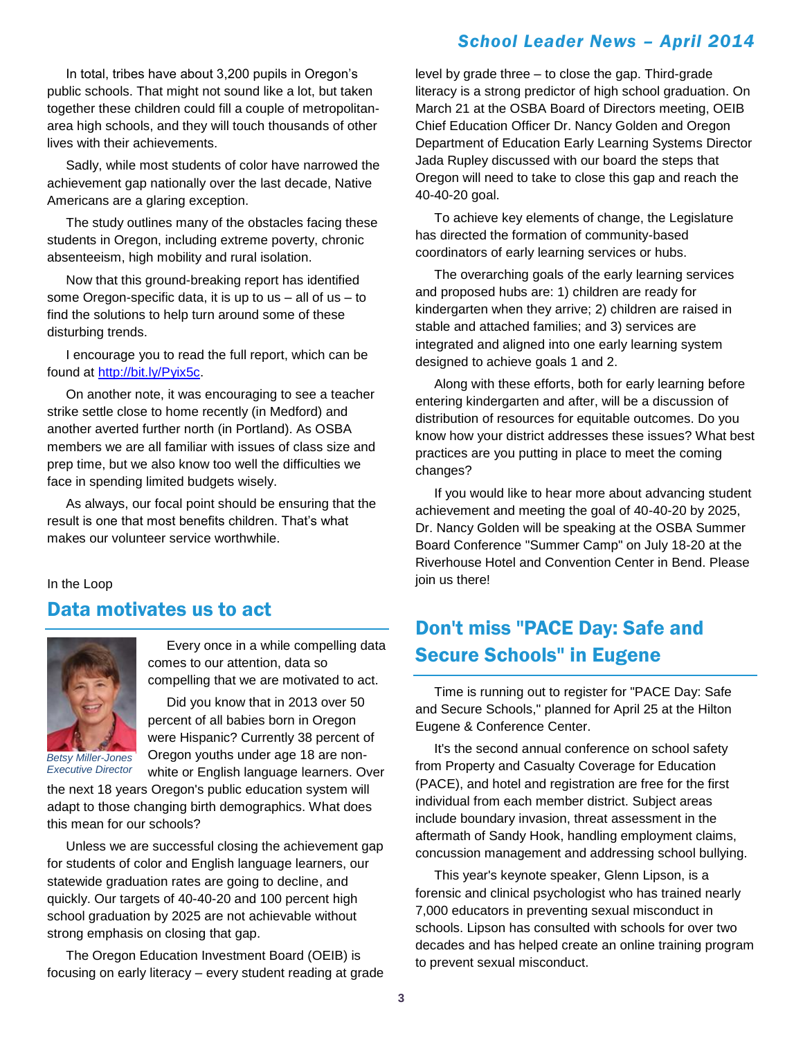In total, tribes have about 3,200 pupils in Oregon's public schools. That might not sound like a lot, but taken together these children could fill a couple of metropolitan-area high schools, and they will touch thousands of other lives with their achievements.

Sadly, while most students of color have narrowed the achievement gap nationally over the last decade, Native Americans are a glaring exception.

The study outlines many of the obstacles facing these students in Oregon, including extreme poverty, chronic absenteeism, high mobility and rural isolation.

Now that this ground-breaking report has identified some Oregon-specific data, it is up to us – all of us – to find the solutions to help turn around some of these disturbing trends.

I encourage you to read the full report, which can be found at [http://bit.ly/Pyix5c](http://bit.ly/Pyix5c).

On another note, it was encouraging to see a teacher strike settle close to home recently (in Medford) and another averted further north (in Portland). As OSBA members we are all familiar with issues of class size and prep time, but we also know too well the difficulties we face in spending limited budgets wisely.

As always, our focal point should be ensuring that the result is one that most benefits children. That's what makes our volunteer service worthwhile.

In the Loop

## Data motivates us to act

*Betsy Miller-Jones*
*Executive Director*

Every once in a while compelling data comes to our attention, data so compelling that we are motivated to act.

Did you know that in 2013 over 50 percent of all babies born in Oregon were Hispanic? Currently 38 percent of Oregon youths under age 18 are non-white or English language learners. Over the next 18 years Oregon's public education system will adapt to those changing birth demographics. What does this mean for our schools?

Unless we are successful closing the achievement gap for students of color and English language learners, our statewide graduation rates are going to decline, and quickly. Our targets of 40-40-20 and 100 percent high school graduation by 2025 are not achievable without strong emphasis on closing that gap.

The Oregon Education Investment Board (OEIB) is focusing on early literacy – every student reading at grade level by grade three – to close the gap. Third-grade literacy is a strong predictor of high school graduation. On March 21 at the OSBA Board of Directors meeting, OEIB Chief Education Officer Dr. Nancy Golden and Oregon Department of Education Early Learning Systems Director Jada Rupley discussed with our board the steps that Oregon will need to take to close this gap and reach the 40-40-20 goal.

To achieve key elements of change, the Legislature has directed the formation of community-based coordinators of early learning services or hubs.

The overarching goals of the early learning services and proposed hubs are: 1) children are ready for kindergarten when they arrive; 2) children are raised in stable and attached families; and 3) services are integrated and aligned into one early learning system designed to achieve goals 1 and 2.

Along with these efforts, both for early learning before entering kindergarten and after, will be a discussion of distribution of resources for equitable outcomes. Do you know how your district addresses these issues? What best practices are you putting in place to meet the coming changes?

If you would like to hear more about advancing student achievement and meeting the goal of 40-40-20 by 2025, Dr. Nancy Golden will be speaking at the OSBA Summer Board Conference "Summer Camp" on July 18-20 at the Riverhouse Hotel and Convention Center in Bend. Please join us there!

## Don't miss "PACE Day: Safe and Secure Schools" in Eugene

Time is running out to register for "PACE Day: Safe and Secure Schools," planned for April 25 at the Hilton Eugene & Conference Center.

It's the second annual conference on school safety from Property and Casualty Coverage for Education (PACE), and hotel and registration are free for the first individual from each member district. Subject areas include boundary invasion, threat assessment in the aftermath of Sandy Hook, handling employment claims, concussion management and addressing school bullying.

This year's keynote speaker, Glenn Lipson, is a forensic and clinical psychologist who has trained nearly 7,000 educators in preventing sexual misconduct in schools. Lipson has consulted with schools for over two decades and has helped create an online training program to prevent sexual misconduct.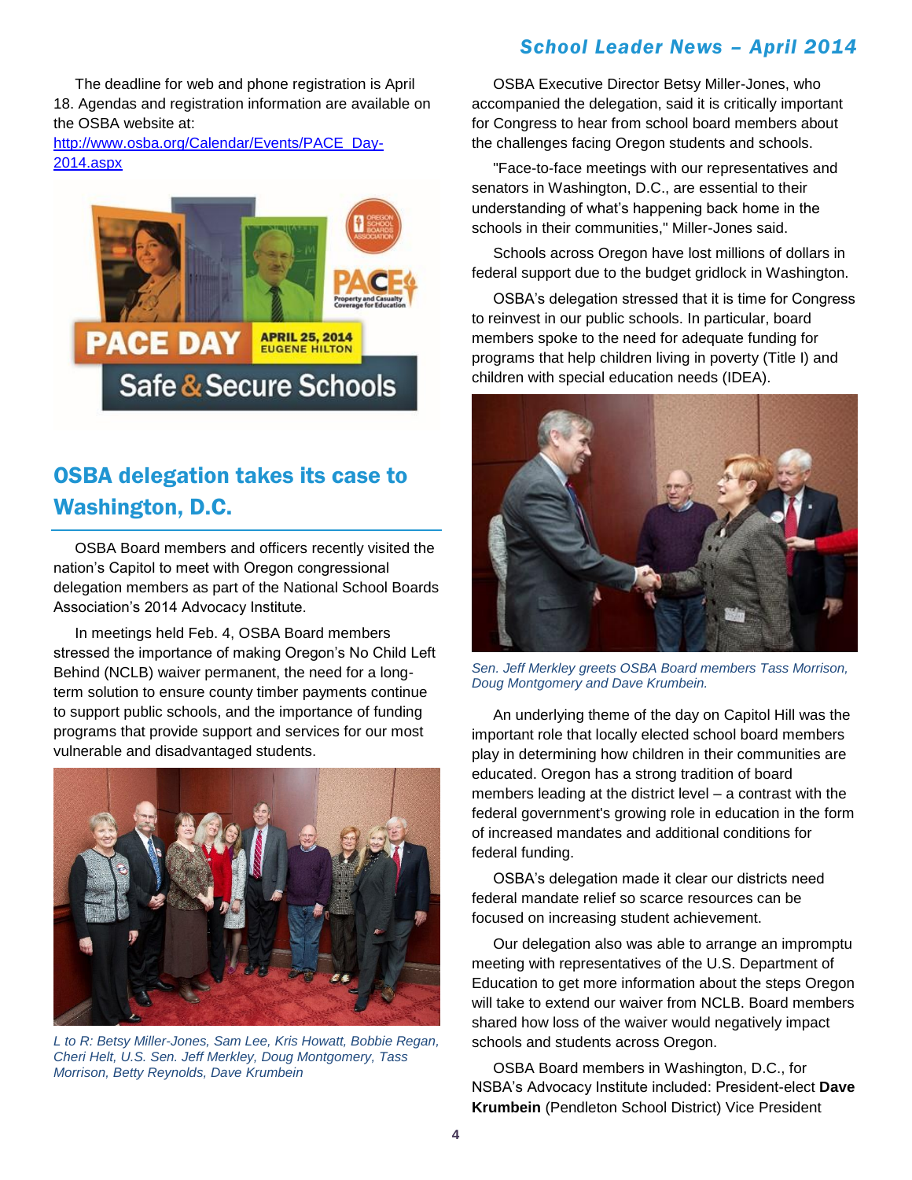The deadline for web and phone registration is April 18. Agendas and registration information are available on the OSBA website at: [http://www.osba.org/Calendar/Events/PACE_Day-2014.aspx](http://www.osba.org/Calendar/Events/PACE_Day-2014.aspx)

## OSBA delegation takes its case to Washington, D.C.

OSBA Board members and officers recently visited the nation's Capitol to meet with Oregon congressional delegation members as part of the National School Boards Association's 2014 Advocacy Institute.

In meetings held Feb. 4, OSBA Board members stressed the importance of making Oregon's No Child Left Behind (NCLB) waiver permanent, the need for a long-term solution to ensure county timber payments continue to support public schools, and the importance of funding programs that provide support and services for our most vulnerable and disadvantaged students.

*L to R: Betsy Miller-Jones, Sam Lee, Kris Howatt, Bobbie Regan, Cheri Helt, U.S. Sen. Jeff Merkley, Doug Montgomery, Tass Morrison, Betty Reynolds, Dave Krumbein*

OSBA Executive Director Betsy Miller-Jones, who accompanied the delegation, said it is critically important for Congress to hear from school board members about the challenges facing Oregon students and schools.

"Face-to-face meetings with our representatives and senators in Washington, D.C., are essential to their understanding of what's happening back home in the schools in their communities," Miller-Jones said.

Schools across Oregon have lost millions of dollars in federal support due to the budget gridlock in Washington.

OSBA's delegation stressed that it is time for Congress to reinvest in our public schools. In particular, board members spoke to the need for adequate funding for programs that help children living in poverty (Title I) and children with special education needs (IDEA).

*Sen. Jeff Merkley greets OSBA Board members Tass Morrison, Doug Montgomery and Dave Krumbein.*

An underlying theme of the day on Capitol Hill was the important role that locally elected school board members play in determining how children in their communities are educated. Oregon has a strong tradition of board members leading at the district level – a contrast with the federal government's growing role in education in the form of increased mandates and additional conditions for federal funding.

OSBA's delegation made it clear our districts need federal mandate relief so scarce resources can be focused on increasing student achievement.

Our delegation also was able to arrange an impromptu meeting with representatives of the U.S. Department of Education to get more information about the steps Oregon will take to extend our waiver from NCLB. Board members shared how loss of the waiver would negatively impact schools and students across Oregon.

OSBA Board members in Washington, D.C., for NSBA's Advocacy Institute included: President-elect **Dave Krumbein** (Pendleton School District) Vice President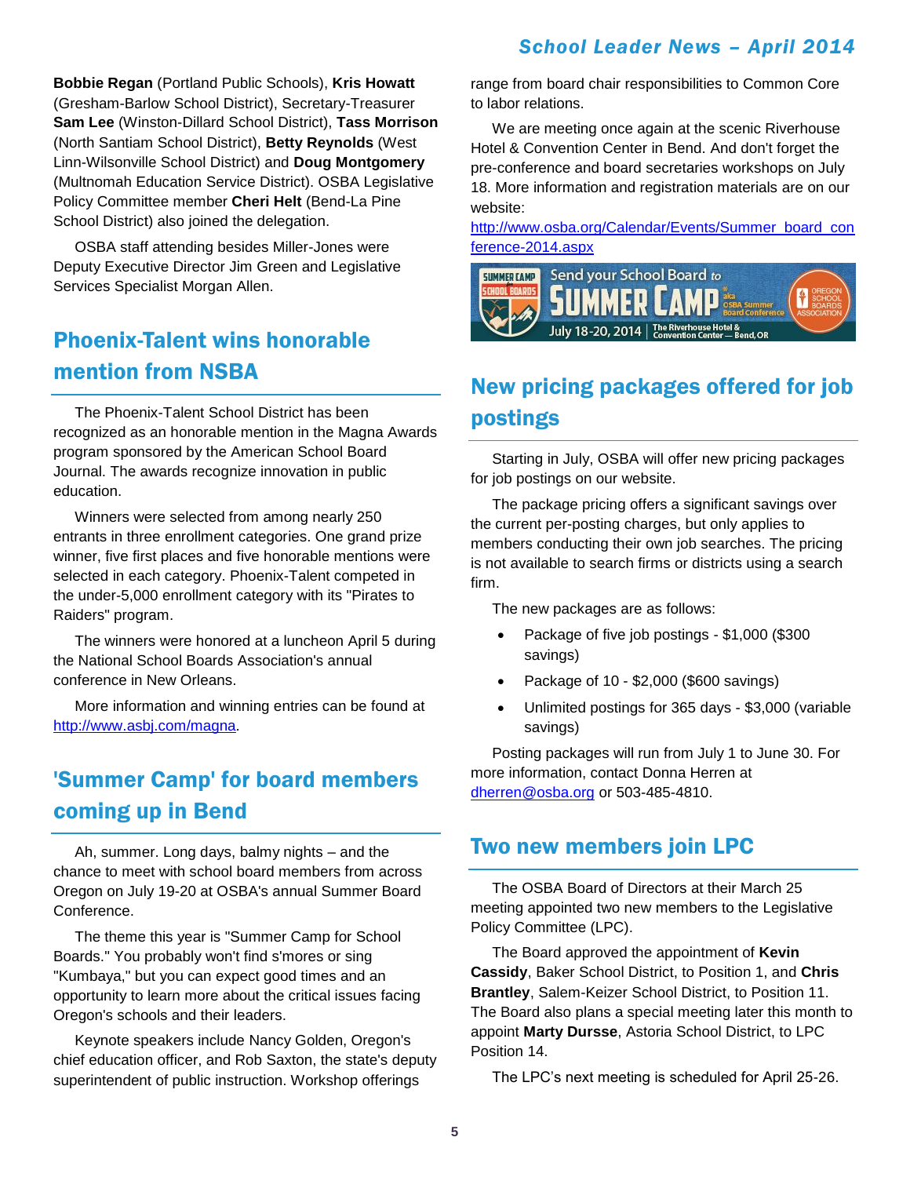**Bobbie Regan** (Portland Public Schools), **Kris Howatt** (Gresham-Barlow School District), Secretary-Treasurer **Sam Lee** (Winston-Dillard School District), **Tass Morrison** (North Santiam School District), **Betty Reynolds** (West Linn-Wilsonville School District) and **Doug Montgomery** (Multnomah Education Service District). OSBA Legislative Policy Committee member **Cheri Helt** (Bend-La Pine School District) also joined the delegation.

OSBA staff attending besides Miller-Jones were Deputy Executive Director Jim Green and Legislative Services Specialist Morgan Allen.

## Phoenix-Talent wins honorable mention from NSBA

The Phoenix-Talent School District has been recognized as an honorable mention in the Magna Awards program sponsored by the American School Board Journal. The awards recognize innovation in public education.

Winners were selected from among nearly 250 entrants in three enrollment categories. One grand prize winner, five first places and five honorable mentions were selected in each category. Phoenix-Talent competed in the under-5,000 enrollment category with its "Pirates to Raiders" program.

The winners were honored at a luncheon April 5 during the National School Boards Association's annual conference in New Orleans.

More information and winning entries can be found at http://www.asbj.com/magna.

## 'Summer Camp' for board members coming up in Bend

Ah, summer. Long days, balmy nights – and the chance to meet with school board members from across Oregon on July 19-20 at OSBA's annual Summer Board Conference.

The theme this year is "Summer Camp for School Boards." You probably won't find s'mores or sing "Kumbaya," but you can expect good times and an opportunity to learn more about the critical issues facing Oregon's schools and their leaders.

Keynote speakers include Nancy Golden, Oregon's chief education officer, and Rob Saxton, the state's deputy superintendent of public instruction. Workshop offerings range from board chair responsibilities to Common Core to labor relations.

We are meeting once again at the scenic Riverhouse Hotel & Convention Center in Bend. And don't forget the pre-conference and board secretaries workshops on July 18. More information and registration materials are on our website: http://www.osba.org/Calendar/Events/Summer_board_conference-2014.aspx

Summer Camp for School Boards — Send your School Board to SUMMER CAMP aka OSBA Summer Board Conference — July 18-20, 2014 — The Riverhouse Hotel & Convention Center — Bend, OR — Oregon School Boards Association

## New pricing packages offered for job postings

Starting in July, OSBA will offer new pricing packages for job postings on our website.

The package pricing offers a significant savings over the current per-posting charges, but only applies to members conducting their own job searches. The pricing is not available to search firms or districts using a search firm.

The new packages are as follows:

- Package of five job postings - $1,000 ($300 savings)
- Package of 10 - $2,000 ($600 savings)
- Unlimited postings for 365 days - $3,000 (variable savings)

Posting packages will run from July 1 to June 30. For more information, contact Donna Herren at dherren@osba.org or 503-485-4810.

## Two new members join LPC

The OSBA Board of Directors at their March 25 meeting appointed two new members to the Legislative Policy Committee (LPC).

The Board approved the appointment of **Kevin Cassidy**, Baker School District, to Position 1, and **Chris Brantley**, Salem-Keizer School District, to Position 11. The Board also plans a special meeting later this month to appoint **Marty Dursse**, Astoria School District, to LPC Position 14.

The LPC's next meeting is scheduled for April 25-26.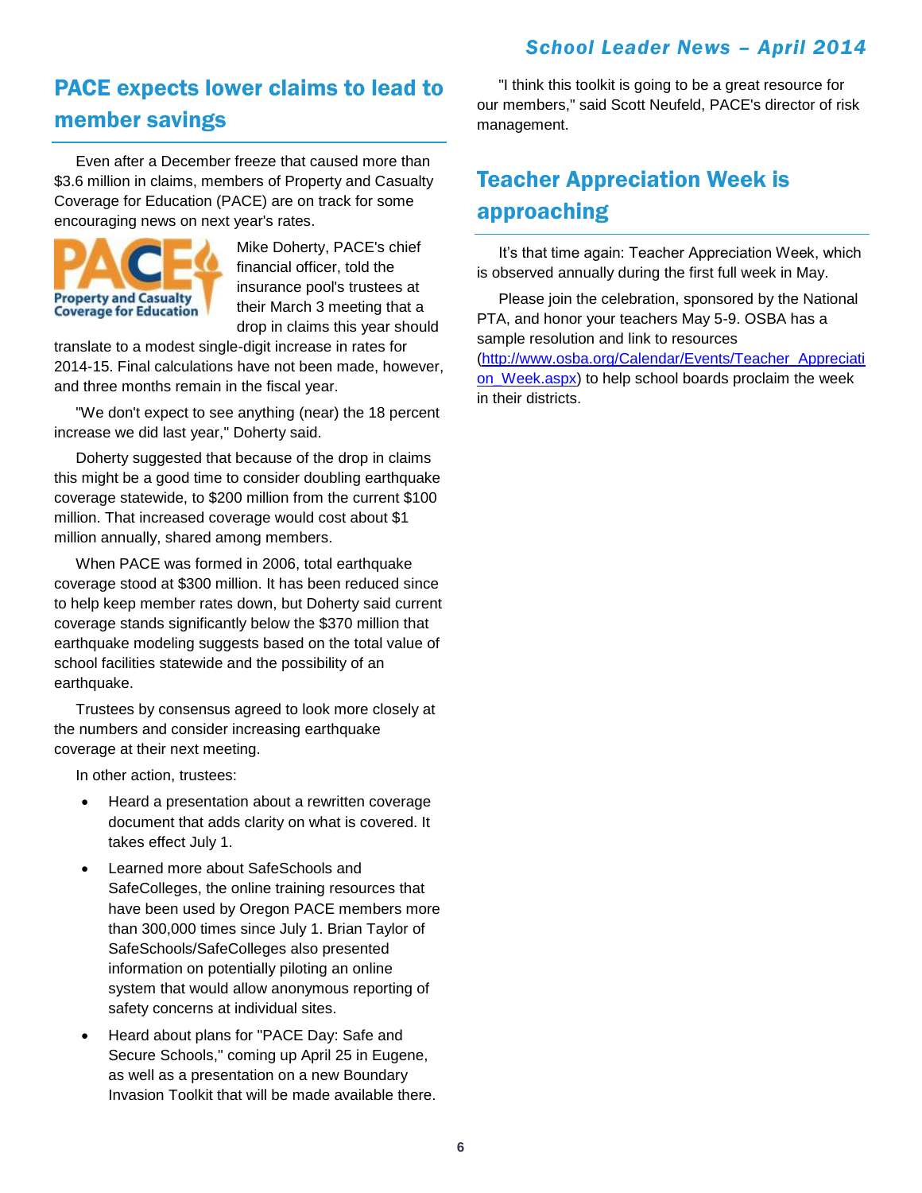## PACE expects lower claims to lead to member savings

Even after a December freeze that caused more than $3.6 million in claims, members of Property and Casualty Coverage for Education (PACE) are on track for some encouraging news on next year's rates.

Mike Doherty, PACE's chief financial officer, told the insurance pool's trustees at their March 3 meeting that a drop in claims this year should translate to a modest single-digit increase in rates for 2014-15. Final calculations have not been made, however, and three months remain in the fiscal year.

"We don't expect to see anything (near) the 18 percent increase we did last year," Doherty said.

Doherty suggested that because of the drop in claims this might be a good time to consider doubling earthquake coverage statewide, to $200 million from the current $100 million. That increased coverage would cost about $1 million annually, shared among members.

When PACE was formed in 2006, total earthquake coverage stood at $300 million. It has been reduced since to help keep member rates down, but Doherty said current coverage stands significantly below the $370 million that earthquake modeling suggests based on the total value of school facilities statewide and the possibility of an earthquake.

Trustees by consensus agreed to look more closely at the numbers and consider increasing earthquake coverage at their next meeting.

In other action, trustees:

- Heard a presentation about a rewritten coverage document that adds clarity on what is covered. It takes effect July 1.
- Learned more about SafeSchools and SafeColleges, the online training resources that have been used by Oregon PACE members more than 300,000 times since July 1. Brian Taylor of SafeSchools/SafeColleges also presented information on potentially piloting an online system that would allow anonymous reporting of safety concerns at individual sites.
- Heard about plans for "PACE Day: Safe and Secure Schools," coming up April 25 in Eugene, as well as a presentation on a new Boundary Invasion Toolkit that will be made available there.

"I think this toolkit is going to be a great resource for our members," said Scott Neufeld, PACE's director of risk management.

## Teacher Appreciation Week is approaching

It's that time again: Teacher Appreciation Week, which is observed annually during the first full week in May.

Please join the celebration, sponsored by the National PTA, and honor your teachers May 5-9. OSBA has a sample resolution and link to resources (http://www.osba.org/Calendar/Events/Teacher_Appreciation_Week.aspx) to help school boards proclaim the week in their districts.